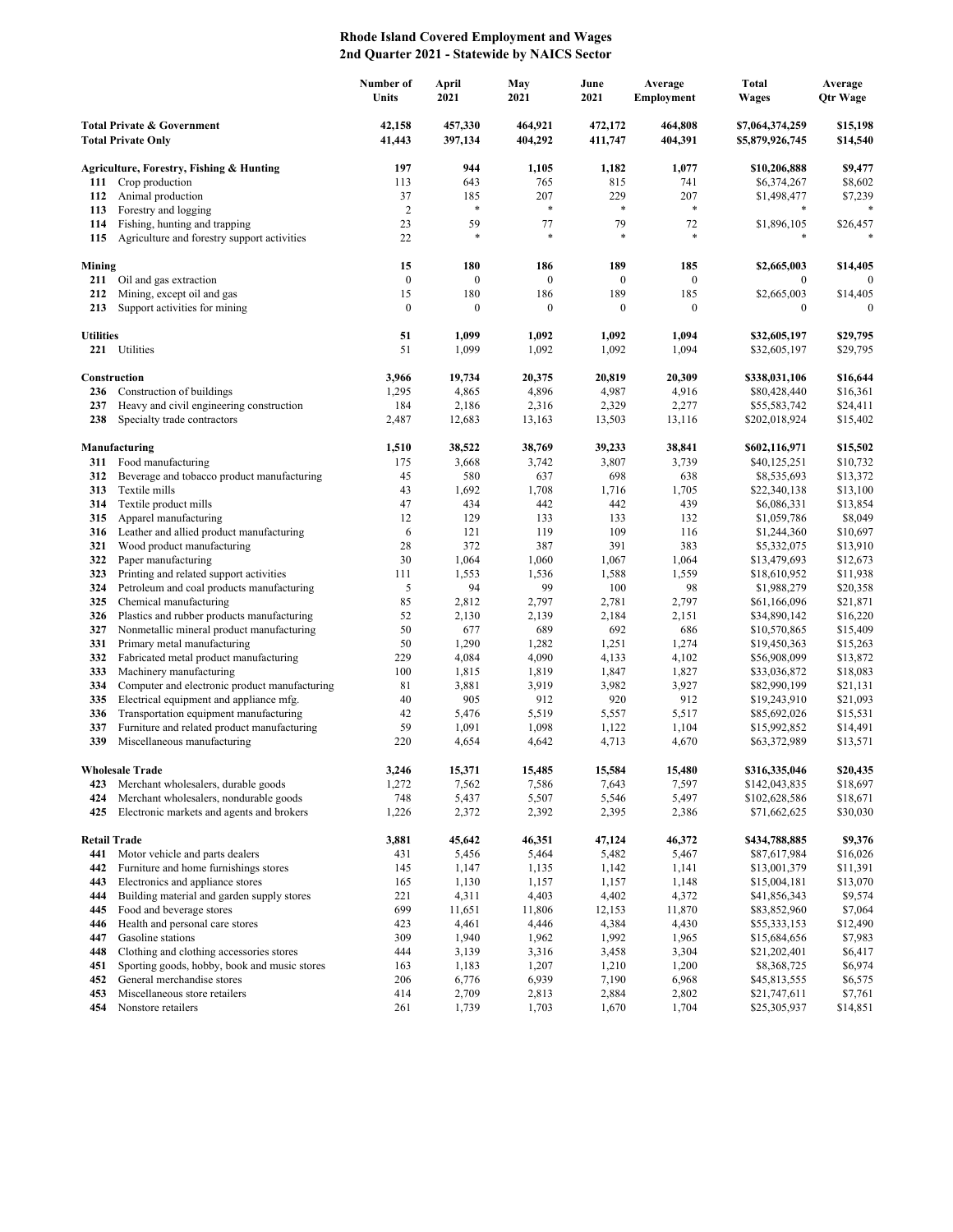# Rhode Island Covered Employment and Wages
## 2nd Quarter 2021 - Statewide by NAICS Sector

| | | Number of Units | April 2021 | May 2021 | June 2021 | Average Employment | Total Wages | Average Qtr Wage |
|---|---|---|---|---|---|---|---|---|
| **Total Private & Government** | | **42,158** | **457,330** | **464,921** | **472,172** | **464,808** | **$7,064,374,259** | **$15,198** |
| **Total Private Only** | | **41,443** | **397,134** | **404,292** | **411,747** | **404,391** | **$5,879,926,745** | **$14,540** |
| **Agriculture, Forestry, Fishing & Hunting** | | **197** | **944** | **1,105** | **1,182** | **1,077** | **$10,206,888** | **$9,477** |
| 111 | Crop production | 113 | 643 | 765 | 815 | 741 | $6,374,267 | $8,602 |
| 112 | Animal production | 37 | 185 | 207 | 229 | 207 | $1,498,477 | $7,239 |
| 113 | Forestry and logging | 2 | * | * | * | * | * | * |
| 114 | Fishing, hunting and trapping | 23 | 59 | 77 | 79 | 72 | $1,896,105 | $26,457 |
| 115 | Agriculture and forestry support activities | 22 | * | * | * | * | * | * |
| **Mining** | | **15** | **180** | **186** | **189** | **185** | **$2,665,003** | **$14,405** |
| 211 | Oil and gas extraction | 0 | 0 | 0 | 0 | 0 | 0 | 0 |
| 212 | Mining, except oil and gas | 15 | 180 | 186 | 189 | 185 | $2,665,003 | $14,405 |
| 213 | Support activities for mining | 0 | 0 | 0 | 0 | 0 | 0 | 0 |
| **Utilities** | | **51** | **1,099** | **1,092** | **1,092** | **1,094** | **$32,605,197** | **$29,795** |
| 221 | Utilities | 51 | 1,099 | 1,092 | 1,092 | 1,094 | $32,605,197 | $29,795 |
| **Construction** | | **3,966** | **19,734** | **20,375** | **20,819** | **20,309** | **$338,031,106** | **$16,644** |
| 236 | Construction of buildings | 1,295 | 4,865 | 4,896 | 4,987 | 4,916 | $80,428,440 | $16,361 |
| 237 | Heavy and civil engineering construction | 184 | 2,186 | 2,316 | 2,329 | 2,277 | $55,583,742 | $24,411 |
| 238 | Specialty trade contractors | 2,487 | 12,683 | 13,163 | 13,503 | 13,116 | $202,018,924 | $15,402 |
| **Manufacturing** | | **1,510** | **38,522** | **38,769** | **39,233** | **38,841** | **$602,116,971** | **$15,502** |
| 311 | Food manufacturing | 175 | 3,668 | 3,742 | 3,807 | 3,739 | $40,125,251 | $10,732 |
| 312 | Beverage and tobacco product manufacturing | 45 | 580 | 637 | 698 | 638 | $8,535,693 | $13,372 |
| 313 | Textile mills | 43 | 1,692 | 1,708 | 1,716 | 1,705 | $22,340,138 | $13,100 |
| 314 | Textile product mills | 47 | 434 | 442 | 442 | 439 | $6,086,331 | $13,854 |
| 315 | Apparel manufacturing | 12 | 129 | 133 | 133 | 132 | $1,059,786 | $8,049 |
| 316 | Leather and allied product manufacturing | 6 | 121 | 119 | 109 | 116 | $1,244,360 | $10,697 |
| 321 | Wood product manufacturing | 28 | 372 | 387 | 391 | 383 | $5,332,075 | $13,910 |
| 322 | Paper manufacturing | 30 | 1,064 | 1,060 | 1,067 | 1,064 | $13,479,693 | $12,673 |
| 323 | Printing and related support activities | 111 | 1,553 | 1,536 | 1,588 | 1,559 | $18,610,952 | $11,938 |
| 324 | Petroleum and coal products manufacturing | 5 | 94 | 99 | 100 | 98 | $1,988,279 | $20,358 |
| 325 | Chemical manufacturing | 85 | 2,812 | 2,797 | 2,781 | 2,797 | $61,166,096 | $21,871 |
| 326 | Plastics and rubber products manufacturing | 52 | 2,130 | 2,139 | 2,184 | 2,151 | $34,890,142 | $16,220 |
| 327 | Nonmetallic mineral product manufacturing | 50 | 677 | 689 | 692 | 686 | $10,570,865 | $15,409 |
| 331 | Primary metal manufacturing | 50 | 1,290 | 1,282 | 1,251 | 1,274 | $19,450,363 | $15,263 |
| 332 | Fabricated metal product manufacturing | 229 | 4,084 | 4,090 | 4,133 | 4,102 | $56,908,099 | $13,872 |
| 333 | Machinery manufacturing | 100 | 1,815 | 1,819 | 1,847 | 1,827 | $33,036,872 | $18,083 |
| 334 | Computer and electronic product manufacturing | 81 | 3,881 | 3,919 | 3,982 | 3,927 | $82,990,199 | $21,131 |
| 335 | Electrical equipment and appliance mfg. | 40 | 905 | 912 | 920 | 912 | $19,243,910 | $21,093 |
| 336 | Transportation equipment manufacturing | 42 | 5,476 | 5,519 | 5,557 | 5,517 | $85,692,026 | $15,531 |
| 337 | Furniture and related product manufacturing | 59 | 1,091 | 1,098 | 1,122 | 1,104 | $15,992,852 | $14,491 |
| 339 | Miscellaneous manufacturing | 220 | 4,654 | 4,642 | 4,713 | 4,670 | $63,372,989 | $13,571 |
| **Wholesale Trade** | | **3,246** | **15,371** | **15,485** | **15,584** | **15,480** | **$316,335,046** | **$20,435** |
| 423 | Merchant wholesalers, durable goods | 1,272 | 7,562 | 7,586 | 7,643 | 7,597 | $142,043,835 | $18,697 |
| 424 | Merchant wholesalers, nondurable goods | 748 | 5,437 | 5,507 | 5,546 | 5,497 | $102,628,586 | $18,671 |
| 425 | Electronic markets and agents and brokers | 1,226 | 2,372 | 2,392 | 2,395 | 2,386 | $71,662,625 | $30,030 |
| **Retail Trade** | | **3,881** | **45,642** | **46,351** | **47,124** | **46,372** | **$434,788,885** | **$9,376** |
| 441 | Motor vehicle and parts dealers | 431 | 5,456 | 5,464 | 5,482 | 5,467 | $87,617,984 | $16,026 |
| 442 | Furniture and home furnishings stores | 145 | 1,147 | 1,135 | 1,142 | 1,141 | $13,001,379 | $11,391 |
| 443 | Electronics and appliance stores | 165 | 1,130 | 1,157 | 1,157 | 1,148 | $15,004,181 | $13,070 |
| 444 | Building material and garden supply stores | 221 | 4,311 | 4,403 | 4,402 | 4,372 | $41,856,343 | $9,574 |
| 445 | Food and beverage stores | 699 | 11,651 | 11,806 | 12,153 | 11,870 | $83,852,960 | $7,064 |
| 446 | Health and personal care stores | 423 | 4,461 | 4,446 | 4,384 | 4,430 | $55,333,153 | $12,490 |
| 447 | Gasoline stations | 309 | 1,940 | 1,962 | 1,992 | 1,965 | $15,684,656 | $7,983 |
| 448 | Clothing and clothing accessories stores | 444 | 3,139 | 3,316 | 3,458 | 3,304 | $21,202,401 | $6,417 |
| 451 | Sporting goods, hobby, book and music stores | 163 | 1,183 | 1,207 | 1,210 | 1,200 | $8,368,725 | $6,974 |
| 452 | General merchandise stores | 206 | 6,776 | 6,939 | 7,190 | 6,968 | $45,813,555 | $6,575 |
| 453 | Miscellaneous store retailers | 414 | 2,709 | 2,813 | 2,884 | 2,802 | $21,747,611 | $7,761 |
| 454 | Nonstore retailers | 261 | 1,739 | 1,703 | 1,670 | 1,704 | $25,305,937 | $14,851 |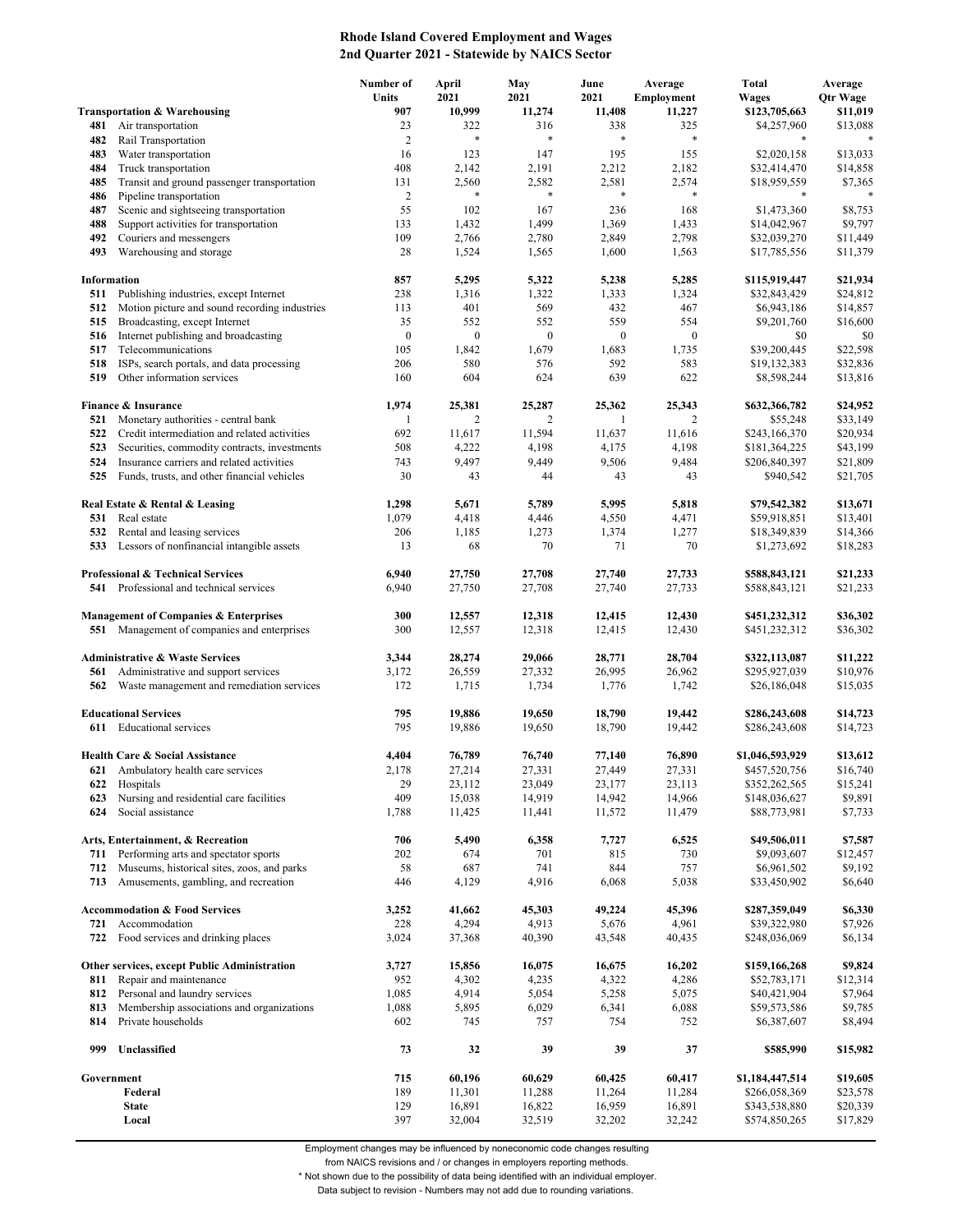# Rhode Island Covered Employment and Wages
## 2nd Quarter 2021 - Statewide by NAICS Sector

| | | Number of Units | April 2021 | May 2021 | June 2021 | Average Employment | Total Wages | Average Qtr Wage |
|---|---|---|---|---|---|---|---|---|
| **Transportation & Warehousing** | | **907** | **10,999** | **11,274** | **11,408** | **11,227** | **$123,705,663** | **$11,019** |
| **481** | Air transportation | 23 | 322 | 316 | 338 | 325 | $4,257,960 | $13,088 |
| **482** | Rail Transportation | 2 | * | * | * | * | * | * |
| **483** | Water transportation | 16 | 123 | 147 | 195 | 155 | $2,020,158 | $13,033 |
| **484** | Truck transportation | 408 | 2,142 | 2,191 | 2,212 | 2,182 | $32,414,470 | $14,858 |
| **485** | Transit and ground passenger transportation | 131 | 2,560 | 2,582 | 2,581 | 2,574 | $18,959,559 | $7,365 |
| **486** | Pipeline transportation | 2 | * | * | * | * | * | * |
| **487** | Scenic and sightseeing transportation | 55 | 102 | 167 | 236 | 168 | $1,473,360 | $8,753 |
| **488** | Support activities for transportation | 133 | 1,432 | 1,499 | 1,369 | 1,433 | $14,042,967 | $9,797 |
| **492** | Couriers and messengers | 109 | 2,766 | 2,780 | 2,849 | 2,798 | $32,039,270 | $11,449 |
| **493** | Warehousing and storage | 28 | 1,524 | 1,565 | 1,600 | 1,563 | $17,785,556 | $11,379 |
| **Information** | | **857** | **5,295** | **5,322** | **5,238** | **5,285** | **$115,919,447** | **$21,934** |
| **511** | Publishing industries, except Internet | 238 | 1,316 | 1,322 | 1,333 | 1,324 | $32,843,429 | $24,812 |
| **512** | Motion picture and sound recording industries | 113 | 401 | 569 | 432 | 467 | $6,943,186 | $14,857 |
| **515** | Broadcasting, except Internet | 35 | 552 | 552 | 559 | 554 | $9,201,760 | $16,600 |
| **516** | Internet publishing and broadcasting | 0 | 0 | 0 | 0 | 0 | $0 | $0 |
| **517** | Telecommunications | 105 | 1,842 | 1,679 | 1,683 | 1,735 | $39,200,445 | $22,598 |
| **518** | ISPs, search portals, and data processing | 206 | 580 | 576 | 592 | 583 | $19,132,383 | $32,836 |
| **519** | Other information services | 160 | 604 | 624 | 639 | 622 | $8,598,244 | $13,816 |
| **Finance & Insurance** | | **1,974** | **25,381** | **25,287** | **25,362** | **25,343** | **$632,366,782** | **$24,952** |
| **521** | Monetary authorities - central bank | 1 | 2 | 2 | 1 | 2 | $55,248 | $33,149 |
| **522** | Credit intermediation and related activities | 692 | 11,617 | 11,594 | 11,637 | 11,616 | $243,166,370 | $20,934 |
| **523** | Securities, commodity contracts, investments | 508 | 4,222 | 4,198 | 4,175 | 4,198 | $181,364,225 | $43,199 |
| **524** | Insurance carriers and related activities | 743 | 9,497 | 9,449 | 9,506 | 9,484 | $206,840,397 | $21,809 |
| **525** | Funds, trusts, and other financial vehicles | 30 | 43 | 44 | 43 | 43 | $940,542 | $21,705 |
| **Real Estate & Rental & Leasing** | | **1,298** | **5,671** | **5,789** | **5,995** | **5,818** | **$79,542,382** | **$13,671** |
| **531** | Real estate | 1,079 | 4,418 | 4,446 | 4,550 | 4,471 | $59,918,851 | $13,401 |
| **532** | Rental and leasing services | 206 | 1,185 | 1,273 | 1,374 | 1,277 | $18,349,839 | $14,366 |
| **533** | Lessors of nonfinancial intangible assets | 13 | 68 | 70 | 71 | 70 | $1,273,692 | $18,283 |
| **Professional & Technical Services** | | **6,940** | **27,750** | **27,708** | **27,740** | **27,733** | **$588,843,121** | **$21,233** |
| **541** | Professional and technical services | 6,940 | 27,750 | 27,708 | 27,740 | 27,733 | $588,843,121 | $21,233 |
| **Management of Companies & Enterprises** | | **300** | **12,557** | **12,318** | **12,415** | **12,430** | **$451,232,312** | **$36,302** |
| **551** | Management of companies and enterprises | 300 | 12,557 | 12,318 | 12,415 | 12,430 | $451,232,312 | $36,302 |
| **Administrative & Waste Services** | | **3,344** | **28,274** | **29,066** | **28,771** | **28,704** | **$322,113,087** | **$11,222** |
| **561** | Administrative and support services | 3,172 | 26,559 | 27,332 | 26,995 | 26,962 | $295,927,039 | $10,976 |
| **562** | Waste management and remediation services | 172 | 1,715 | 1,734 | 1,776 | 1,742 | $26,186,048 | $15,035 |
| **Educational Services** | | **795** | **19,886** | **19,650** | **18,790** | **19,442** | **$286,243,608** | **$14,723** |
| **611** | Educational services | 795 | 19,886 | 19,650 | 18,790 | 19,442 | $286,243,608 | $14,723 |
| **Health Care & Social Assistance** | | **4,404** | **76,789** | **76,740** | **77,140** | **76,890** | **$1,046,593,929** | **$13,612** |
| **621** | Ambulatory health care services | 2,178 | 27,214 | 27,331 | 27,449 | 27,331 | $457,520,756 | $16,740 |
| **622** | Hospitals | 29 | 23,112 | 23,049 | 23,177 | 23,113 | $352,262,565 | $15,241 |
| **623** | Nursing and residential care facilities | 409 | 15,038 | 14,919 | 14,942 | 14,966 | $148,036,627 | $9,891 |
| **624** | Social assistance | 1,788 | 11,425 | 11,441 | 11,572 | 11,479 | $88,773,981 | $7,733 |
| **Arts, Entertainment, & Recreation** | | **706** | **5,490** | **6,358** | **7,727** | **6,525** | **$49,506,011** | **$7,587** |
| **711** | Performing arts and spectator sports | 202 | 674 | 701 | 815 | 730 | $9,093,607 | $12,457 |
| **712** | Museums, historical sites, zoos, and parks | 58 | 687 | 741 | 844 | 757 | $6,961,502 | $9,192 |
| **713** | Amusements, gambling, and recreation | 446 | 4,129 | 4,916 | 6,068 | 5,038 | $33,450,902 | $6,640 |
| **Accommodation & Food Services** | | **3,252** | **41,662** | **45,303** | **49,224** | **45,396** | **$287,359,049** | **$6,330** |
| **721** | Accommodation | 228 | 4,294 | 4,913 | 5,676 | 4,961 | $39,322,980 | $7,926 |
| **722** | Food services and drinking places | 3,024 | 37,368 | 40,390 | 43,548 | 40,435 | $248,036,069 | $6,134 |
| **Other services, except Public Administration** | | **3,727** | **15,856** | **16,075** | **16,675** | **16,202** | **$159,166,268** | **$9,824** |
| **811** | Repair and maintenance | 952 | 4,302 | 4,235 | 4,322 | 4,286 | $52,783,171 | $12,314 |
| **812** | Personal and laundry services | 1,085 | 4,914 | 5,054 | 5,258 | 5,075 | $40,421,904 | $7,964 |
| **813** | Membership associations and organizations | 1,088 | 5,895 | 6,029 | 6,341 | 6,088 | $59,573,586 | $9,785 |
| **814** | Private households | 602 | 745 | 757 | 754 | 752 | $6,387,607 | $8,494 |
| **999** | **Unclassified** | **73** | **32** | **39** | **39** | **37** | **$585,990** | **$15,982** |
| **Government** | | **715** | **60,196** | **60,629** | **60,425** | **60,417** | **$1,184,447,514** | **$19,605** |
| | **Federal** | 189 | 11,301 | 11,288 | 11,264 | 11,284 | $266,058,369 | $23,578 |
| | **State** | 129 | 16,891 | 16,822 | 16,959 | 16,891 | $343,538,880 | $20,339 |
| | **Local** | 397 | 32,004 | 32,519 | 32,202 | 32,242 | $574,850,265 | $17,829 |

Employment changes may be influenced by noneconomic code changes resulting from NAICS revisions and / or changes in employers reporting methods.

* Not shown due to the possibility of data being identified with an individual employer.

Data subject to revision - Numbers may not add due to rounding variations.